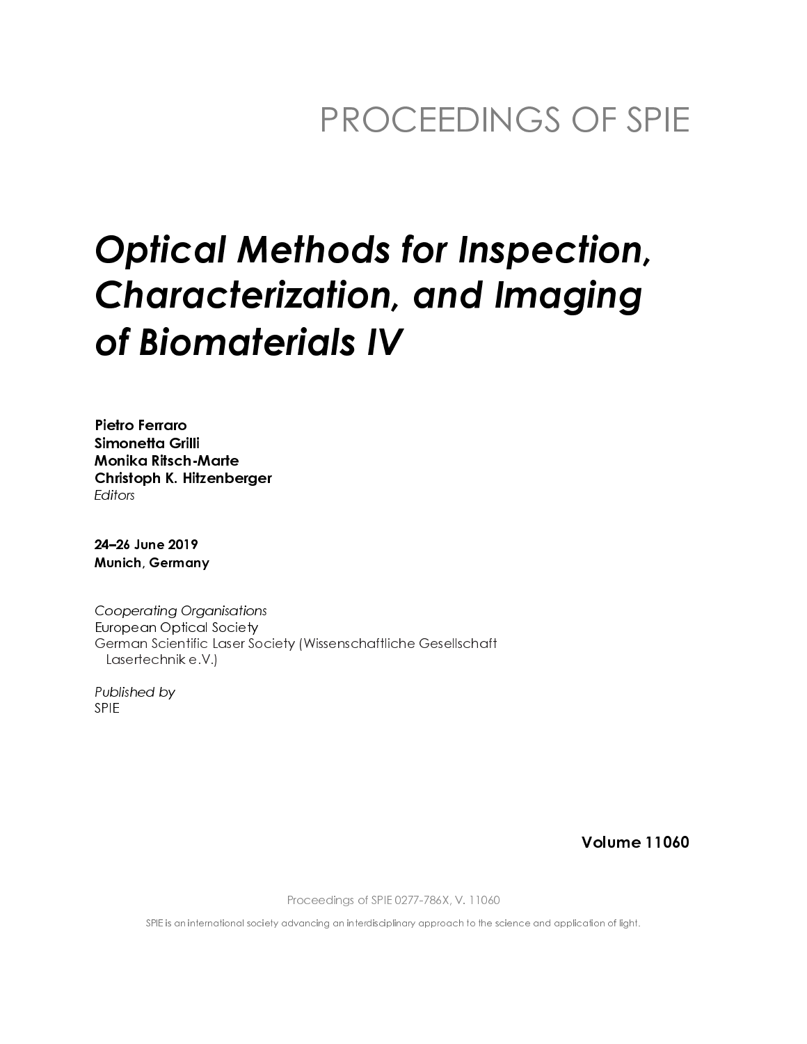# PROCEEDINGS OF SPIE

# *Optical Methods for Inspection, Characterization, and Imaging of Biomaterials IV*

**Pietro Ferraro**
**Simonetta Grilli**
**Monika Ritsch-Marte**
**Christoph K. Hitzenberger**
*Editors*

**24–26 June 2019**
**Munich, Germany**

*Cooperating Organisations*
European Optical Society
German Scientific Laser Society (Wissenschaftliche Gesellschaft Lasertechnik e.V.)

*Published by*
SPIE

**Volume 11060**

Proceedings of SPIE 0277-786X, V. 11060

SPIE is an international society advancing an interdisciplinary approach to the science and application of light.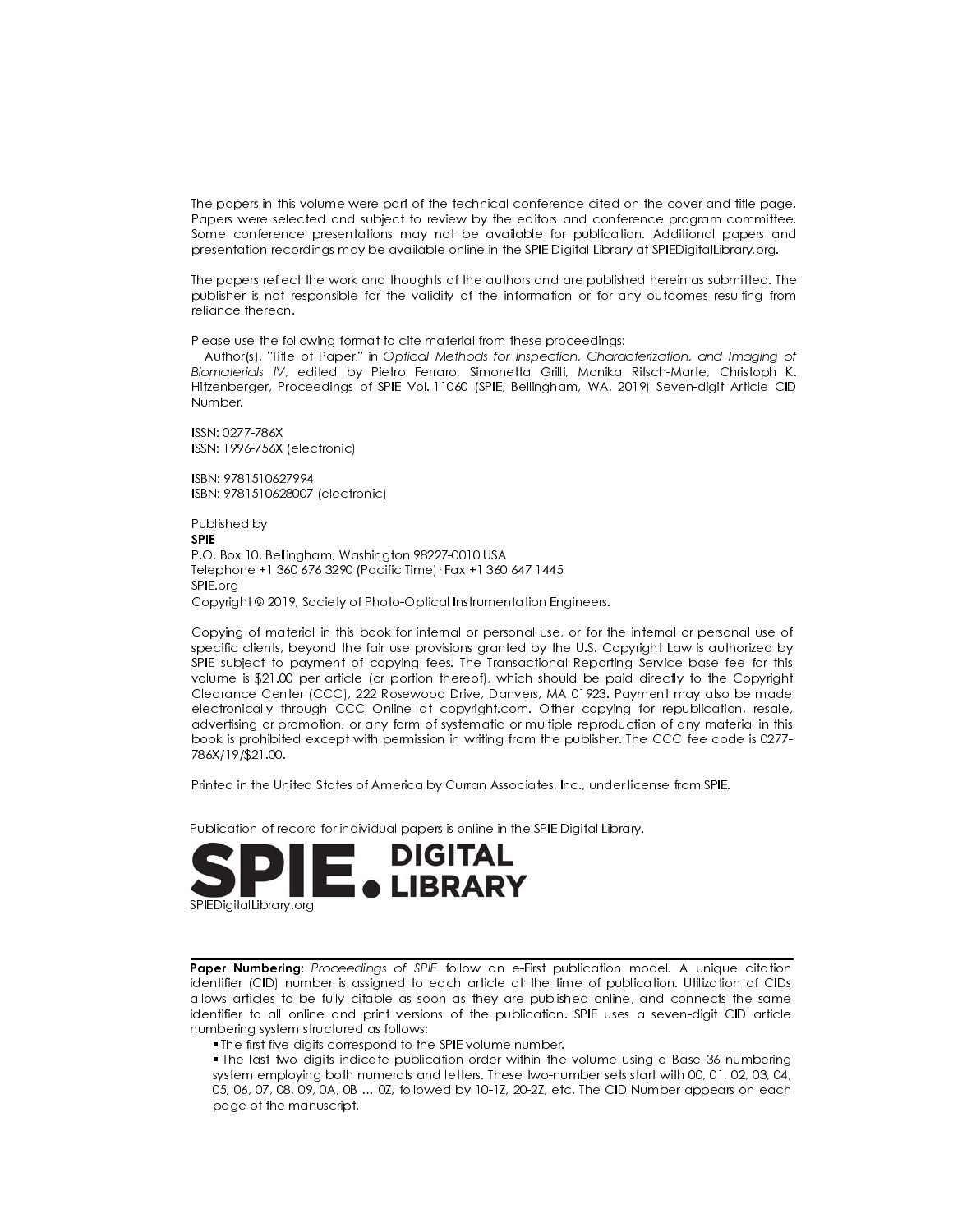The papers in this volume were part of the technical conference cited on the cover and title page. Papers were selected and subject to review by the editors and conference program committee. Some conference presentations may not be available for publication. Additional papers and presentation recordings may be available online in the SPIE Digital Library at SPIEDigitalLibrary.org.

The papers reflect the work and thoughts of the authors and are published herein as submitted. The publisher is not responsible for the validity of the information or for any outcomes resulting from reliance thereon.

Please use the following format to cite material from these proceedings:
Author(s), "Title of Paper," in *Optical Methods for Inspection, Characterization, and Imaging of Biomaterials IV*, edited by Pietro Ferraro, Simonetta Grilli, Monika Ritsch-Marte, Christoph K. Hitzenberger, Proceedings of SPIE Vol. 11060 (SPIE, Bellingham, WA, 2019) Seven-digit Article CID Number.

ISSN: 0277-786X
ISSN: 1996-756X (electronic)

ISBN: 9781510627994
ISBN: 9781510628007 (electronic)

Published by
**SPIE**
P.O. Box 10, Bellingham, Washington 98227-0010 USA
Telephone +1 360 676 3290 (Pacific Time) · Fax +1 360 647 1445
SPIE.org
Copyright © 2019, Society of Photo-Optical Instrumentation Engineers.

Copying of material in this book for internal or personal use, or for the internal or personal use of specific clients, beyond the fair use provisions granted by the U.S. Copyright Law is authorized by SPIE subject to payment of copying fees. The Transactional Reporting Service base fee for this volume is $21.00 per article (or portion thereof), which should be paid directly to the Copyright Clearance Center (CCC), 222 Rosewood Drive, Danvers, MA 01923. Payment may also be made electronically through CCC Online at copyright.com. Other copying for republication, resale, advertising or promotion, or any form of systematic or multiple reproduction of any material in this book is prohibited except with permission in writing from the publisher. The CCC fee code is 0277-786X/19/$21.00.

Printed in the United States of America by Curran Associates, Inc., under license from SPIE.

Publication of record for individual papers is online in the SPIE Digital Library.

**SPIE. DIGITAL LIBRARY**
SPIEDigitalLibrary.org

**Paper Numbering:** *Proceedings of SPIE* follow an e-First publication model. A unique citation identifier (CID) number is assigned to each article at the time of publication. Utilization of CIDs allows articles to be fully citable as soon as they are published online, and connects the same identifier to all online and print versions of the publication. SPIE uses a seven-digit CID article numbering system structured as follows:

- The first five digits correspond to the SPIE volume number.
- The last two digits indicate publication order within the volume using a Base 36 numbering system employing both numerals and letters. These two-number sets start with 00, 01, 02, 03, 04, 05, 06, 07, 08, 09, 0A, 0B … 0Z, followed by 10-1Z, 20-2Z, etc. The CID Number appears on each page of the manuscript.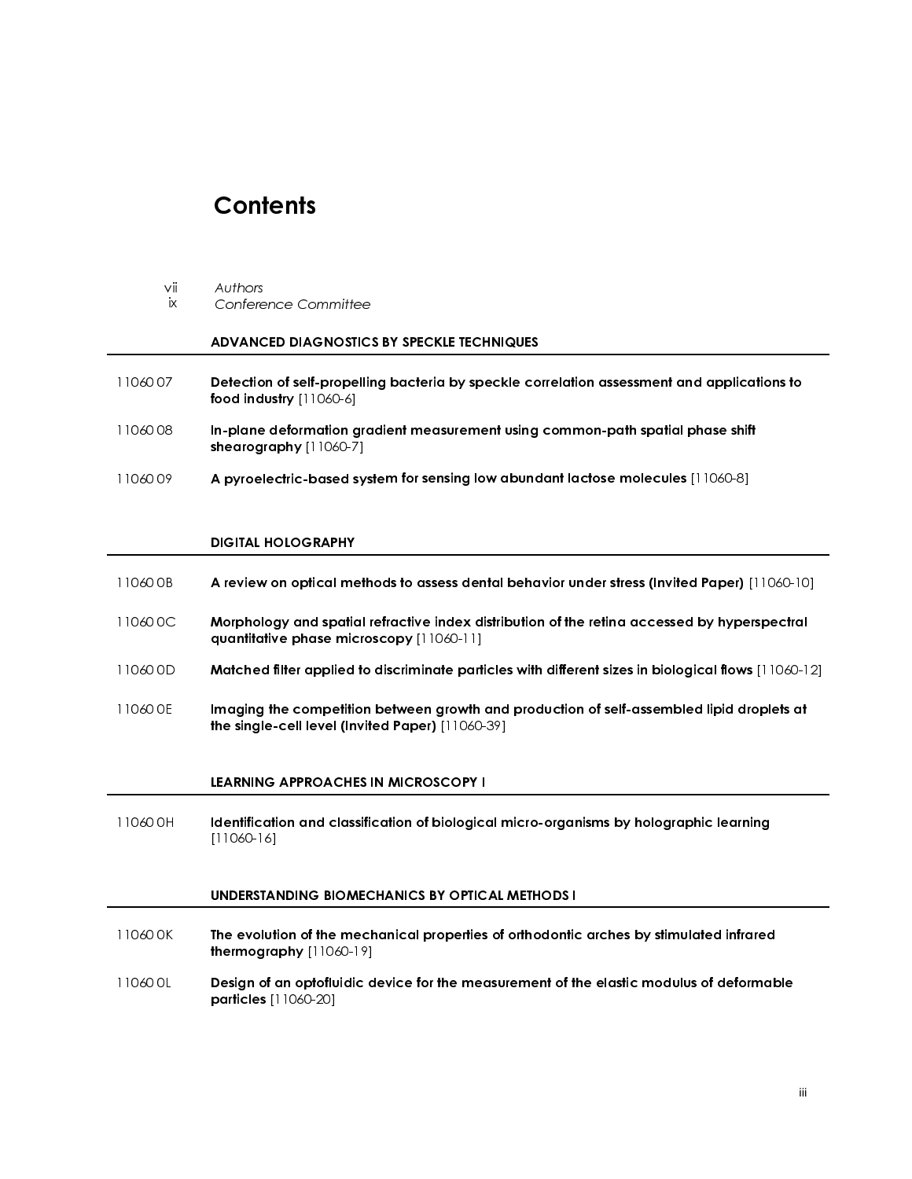# Contents

vii *Authors*
ix *Conference Committee*

## ADVANCED DIAGNOSTICS BY SPECKLE TECHNIQUES

11060 07 **Detection of self-propelling bacteria by speckle correlation assessment and applications to food industry** [11060-6]

11060 08 **In-plane deformation gradient measurement using common-path spatial phase shift shearography** [11060-7]

11060 09 **A pyroelectric-based system for sensing low abundant lactose molecules** [11060-8]

## DIGITAL HOLOGRAPHY

11060 0B **A review on optical methods to assess dental behavior under stress (Invited Paper)** [11060-10]

11060 0C **Morphology and spatial refractive index distribution of the retina accessed by hyperspectral quantitative phase microscopy** [11060-11]

11060 0D **Matched filter applied to discriminate particles with different sizes in biological flows** [11060-12]

11060 0E **Imaging the competition between growth and production of self-assembled lipid droplets at the single-cell level (Invited Paper)** [11060-39]

## LEARNING APPROACHES IN MICROSCOPY I

11060 0H **Identification and classification of biological micro-organisms by holographic learning** [11060-16]

## UNDERSTANDING BIOMECHANICS BY OPTICAL METHODS I

11060 0K **The evolution of the mechanical properties of orthodontic arches by stimulated infrared thermography** [11060-19]

11060 0L **Design of an optofluidic device for the measurement of the elastic modulus of deformable particles** [11060-20]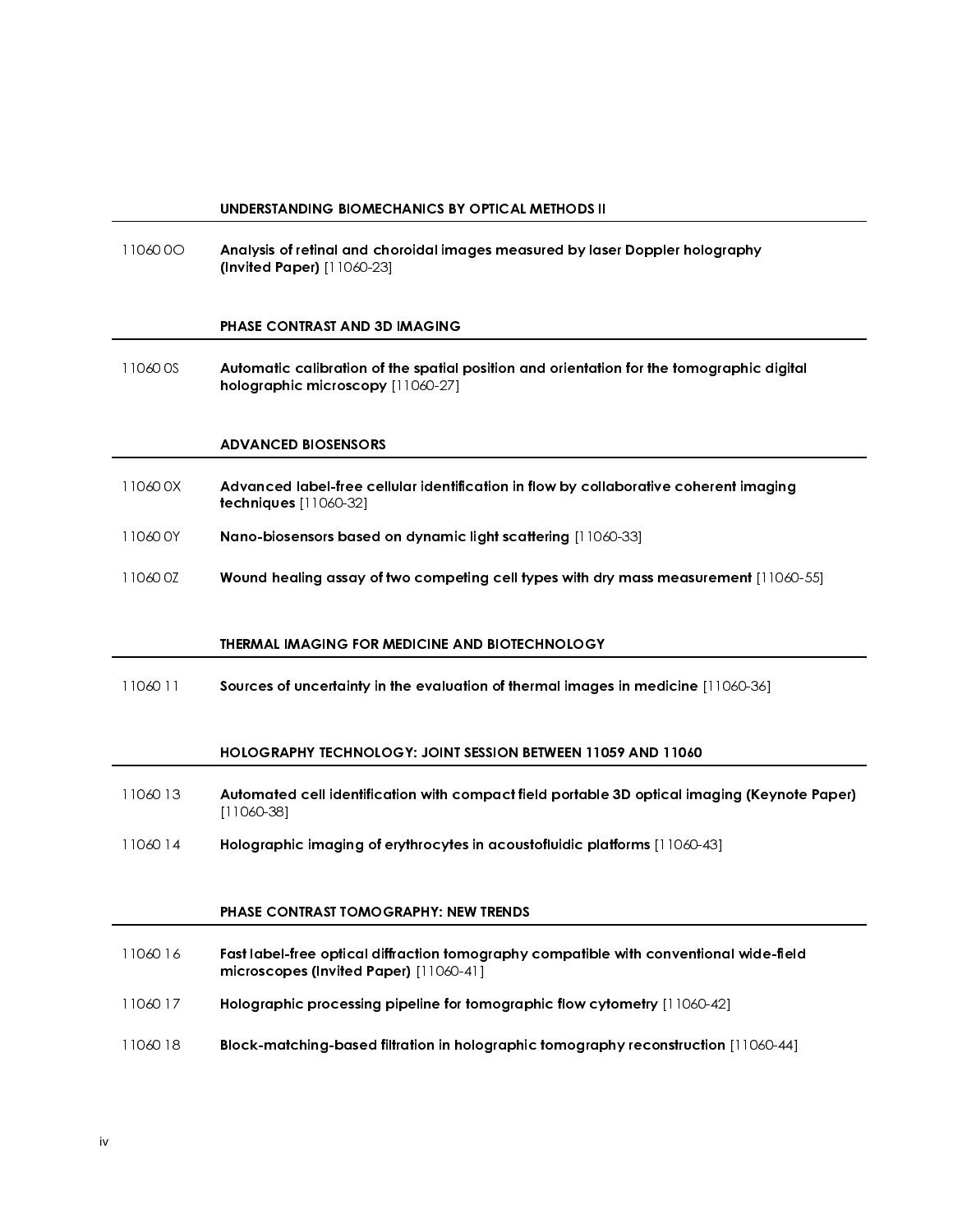## UNDERSTANDING BIOMECHANICS BY OPTICAL METHODS II

11060 0O **Analysis of retinal and choroidal images measured by laser Doppler holography (Invited Paper)** [11060-23]

## PHASE CONTRAST AND 3D IMAGING

11060 0S **Automatic calibration of the spatial position and orientation for the tomographic digital holographic microscopy** [11060-27]

## ADVANCED BIOSENSORS

11060 0X **Advanced label-free cellular identification in flow by collaborative coherent imaging techniques** [11060-32]

11060 0Y **Nano-biosensors based on dynamic light scattering** [11060-33]

11060 0Z **Wound healing assay of two competing cell types with dry mass measurement** [11060-55]

## THERMAL IMAGING FOR MEDICINE AND BIOTECHNOLOGY

11060 11 **Sources of uncertainty in the evaluation of thermal images in medicine** [11060-36]

## HOLOGRAPHY TECHNOLOGY: JOINT SESSION BETWEEN 11059 AND 11060

11060 13 **Automated cell identification with compact field portable 3D optical imaging (Keynote Paper)** [11060-38]

11060 14 **Holographic imaging of erythrocytes in acoustofluidic platforms** [11060-43]

## PHASE CONTRAST TOMOGRAPHY: NEW TRENDS

11060 16 **Fast label-free optical diffraction tomography compatible with conventional wide-field microscopes (Invited Paper)** [11060-41]

11060 17 **Holographic processing pipeline for tomographic flow cytometry** [11060-42]

11060 18 **Block-matching-based filtration in holographic tomography reconstruction** [11060-44]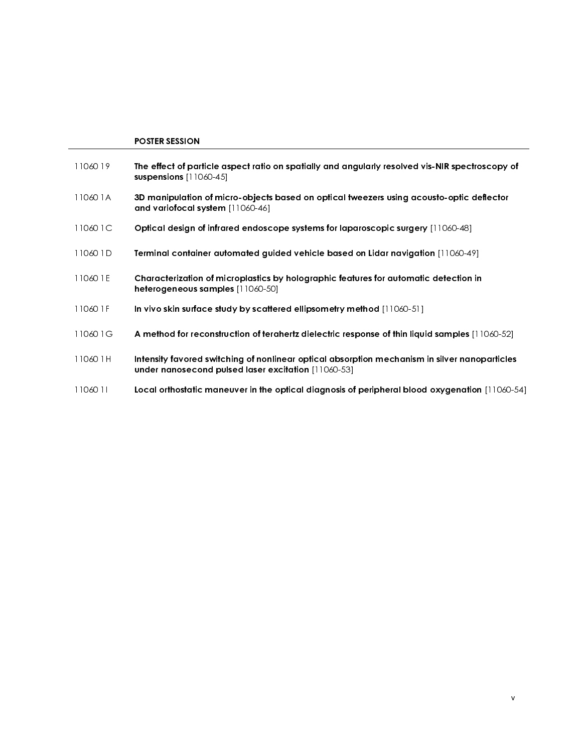## POSTER SESSION

11060 19 **The effect of particle aspect ratio on spatially and angularly resolved vis-NIR spectroscopy of suspensions** [11060-45]

11060 1A **3D manipulation of micro-objects based on optical tweezers using acousto-optic deflector and variofocal system** [11060-46]

11060 1C **Optical design of infrared endoscope systems for laparoscopic surgery** [11060-48]

11060 1D **Terminal container automated guided vehicle based on Lidar navigation** [11060-49]

11060 1E **Characterization of microplastics by holographic features for automatic detection in heterogeneous samples** [11060-50]

11060 1F **In vivo skin surface study by scattered ellipsometry method** [11060-51]

11060 1G **A method for reconstruction of terahertz dielectric response of thin liquid samples** [11060-52]

11060 1H **Intensity favored switching of nonlinear optical absorption mechanism in silver nanoparticles under nanosecond pulsed laser excitation** [11060-53]

11060 1I **Local orthostatic maneuver in the optical diagnosis of peripheral blood oxygenation** [11060-54]